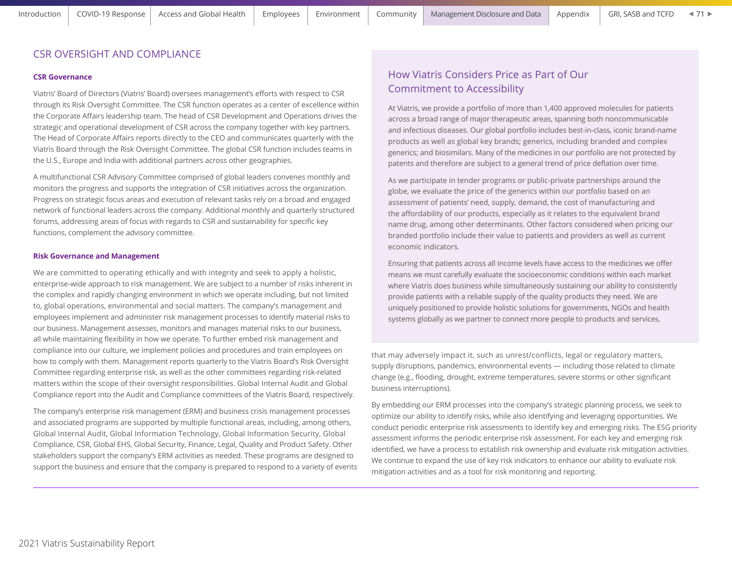## CSR OVERSIGHT AND COMPLIANCE

### CSR Governance

Viatris' Board of Directors (Viatris' Board) oversees management's efforts with respect to CSR through its Risk Oversight Committee. The CSR function operates as a center of excellence within the Corporate Affairs leadership team. The head of CSR Development and Operations drives the strategic and operational development of CSR across the company together with key partners. The Head of Corporate Affairs reports directly to the CEO and communicates quarterly with the Viatris Board through the Risk Oversight Committee. The global CSR function includes teams in the U.S., Europe and India with additional partners across other geographies.

A multifunctional CSR Advisory Committee comprised of global leaders convenes monthly and monitors the progress and supports the integration of CSR initiatives across the organization. Progress on strategic focus areas and execution of relevant tasks rely on a broad and engaged network of functional leaders across the company. Additional monthly and quarterly structured forums, addressing areas of focus with regards to CSR and sustainability for specific key functions, complement the advisory committee.

### Risk Governance and Management

We are committed to operating ethically and with integrity and seek to apply a holistic, enterprise-wide approach to risk management. We are subject to a number of risks inherent in the complex and rapidly changing environment in which we operate including, but not limited to, global operations, environmental and social matters. The company's management and employees implement and administer risk management processes to identify material risks to our business. Management assesses, monitors and manages material risks to our business, all while maintaining flexibility in how we operate. To further embed risk management and compliance into our culture, we implement policies and procedures and train employees on how to comply with them. Management reports quarterly to the Viatris Board's Risk Oversight Committee regarding enterprise risk, as well as the other committees regarding risk-related matters within the scope of their oversight responsibilities. Global Internal Audit and Global Compliance report into the Audit and Compliance committees of the Viatris Board, respectively.

The company's enterprise risk management (ERM) and business crisis management processes and associated programs are supported by multiple functional areas, including, among others, Global Internal Audit, Global Information Technology, Global Information Security, Global Compliance, CSR, Global EHS, Global Security, Finance, Legal, Quality and Product Safety. Other stakeholders support the company's ERM activities as needed. These programs are designed to support the business and ensure that the company is prepared to respond to a variety of events that may adversely impact it, such as unrest/conflicts, legal or regulatory matters, supply disruptions, pandemics, environmental events — including those related to climate change (e.g., flooding, drought, extreme temperatures, severe storms or other significant business interruptions).

By embedding our ERM processes into the company's strategic planning process, we seek to optimize our ability to identify risks, while also identifying and leveraging opportunities. We conduct periodic enterprise risk assessments to identify key and emerging risks. The ESG priority assessment informs the periodic enterprise risk assessment. For each key and emerging risk identified, we have a process to establish risk ownership and evaluate risk mitigation activities. We continue to expand the use of key risk indicators to enhance our ability to evaluate risk mitigation activities and as a tool for risk monitoring and reporting.

### How Viatris Considers Price as Part of Our Commitment to Accessibility

At Viatris, we provide a portfolio of more than 1,400 approved molecules for patients across a broad range of major therapeutic areas, spanning both noncommunicable and infectious diseases. Our global portfolio includes best-in-class, iconic brand-name products as well as global key brands; generics, including branded and complex generics; and biosimilars. Many of the medicines in our portfolio are not protected by patents and therefore are subject to a general trend of price deflation over time.

As we participate in tender programs or public-private partnerships around the globe, we evaluate the price of the generics within our portfolio based on an assessment of patients' need, supply, demand, the cost of manufacturing and the affordability of our products, especially as it relates to the equivalent brand name drug, among other determinants. Other factors considered when pricing our branded portfolio include their value to patients and providers as well as current economic indicators.

Ensuring that patients across all income levels have access to the medicines we offer means we must carefully evaluate the socioeconomic conditions within each market where Viatris does business while simultaneously sustaining our ability to consistently provide patients with a reliable supply of the quality products they need. We are uniquely positioned to provide holistic solutions for governments, NGOs and health systems globally as we partner to connect more people to products and services.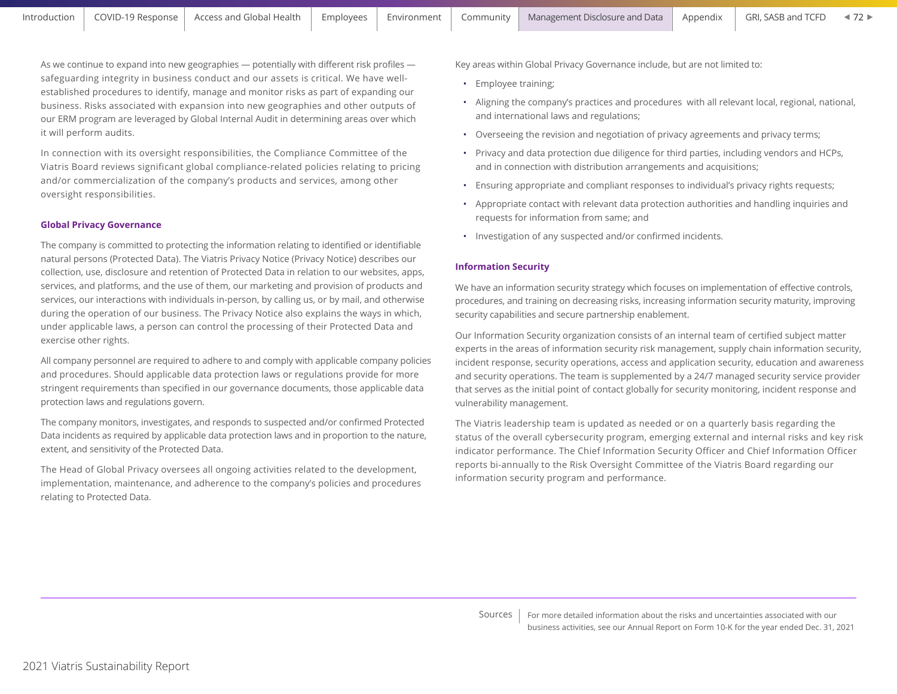As we continue to expand into new geographies — potentially with different risk profiles — safeguarding integrity in business conduct and our assets is critical. We have well-established procedures to identify, manage and monitor risks as part of expanding our business. Risks associated with expansion into new geographies and other outputs of our ERM program are leveraged by Global Internal Audit in determining areas over which it will perform audits.

In connection with its oversight responsibilities, the Compliance Committee of the Viatris Board reviews significant global compliance-related policies relating to pricing and/or commercialization of the company's products and services, among other oversight responsibilities.

### Global Privacy Governance

The company is committed to protecting the information relating to identified or identifiable natural persons (Protected Data). The Viatris Privacy Notice (Privacy Notice) describes our collection, use, disclosure and retention of Protected Data in relation to our websites, apps, services, and platforms, and the use of them, our marketing and provision of products and services, our interactions with individuals in-person, by calling us, or by mail, and otherwise during the operation of our business. The Privacy Notice also explains the ways in which, under applicable laws, a person can control the processing of their Protected Data and exercise other rights.

All company personnel are required to adhere to and comply with applicable company policies and procedures. Should applicable data protection laws or regulations provide for more stringent requirements than specified in our governance documents, those applicable data protection laws and regulations govern.

The company monitors, investigates, and responds to suspected and/or confirmed Protected Data incidents as required by applicable data protection laws and in proportion to the nature, extent, and sensitivity of the Protected Data.

The Head of Global Privacy oversees all ongoing activities related to the development, implementation, maintenance, and adherence to the company's policies and procedures relating to Protected Data.

Key areas within Global Privacy Governance include, but are not limited to:

- Employee training;
- Aligning the company's practices and procedures with all relevant local, regional, national, and international laws and regulations;
- Overseeing the revision and negotiation of privacy agreements and privacy terms;
- Privacy and data protection due diligence for third parties, including vendors and HCPs, and in connection with distribution arrangements and acquisitions;
- Ensuring appropriate and compliant responses to individual's privacy rights requests;
- Appropriate contact with relevant data protection authorities and handling inquiries and requests for information from same; and
- Investigation of any suspected and/or confirmed incidents.

### Information Security

We have an information security strategy which focuses on implementation of effective controls, procedures, and training on decreasing risks, increasing information security maturity, improving security capabilities and secure partnership enablement.

Our Information Security organization consists of an internal team of certified subject matter experts in the areas of information security risk management, supply chain information security, incident response, security operations, access and application security, education and awareness and security operations. The team is supplemented by a 24/7 managed security service provider that serves as the initial point of contact globally for security monitoring, incident response and vulnerability management.

The Viatris leadership team is updated as needed or on a quarterly basis regarding the status of the overall cybersecurity program, emerging external and internal risks and key risk indicator performance. The Chief Information Security Officer and Chief Information Officer reports bi-annually to the Risk Oversight Committee of the Viatris Board regarding our information security program and performance.

Sources | For more detailed information about the risks and uncertainties associated with our business activities, see our Annual Report on Form 10-K for the year ended Dec. 31, 2021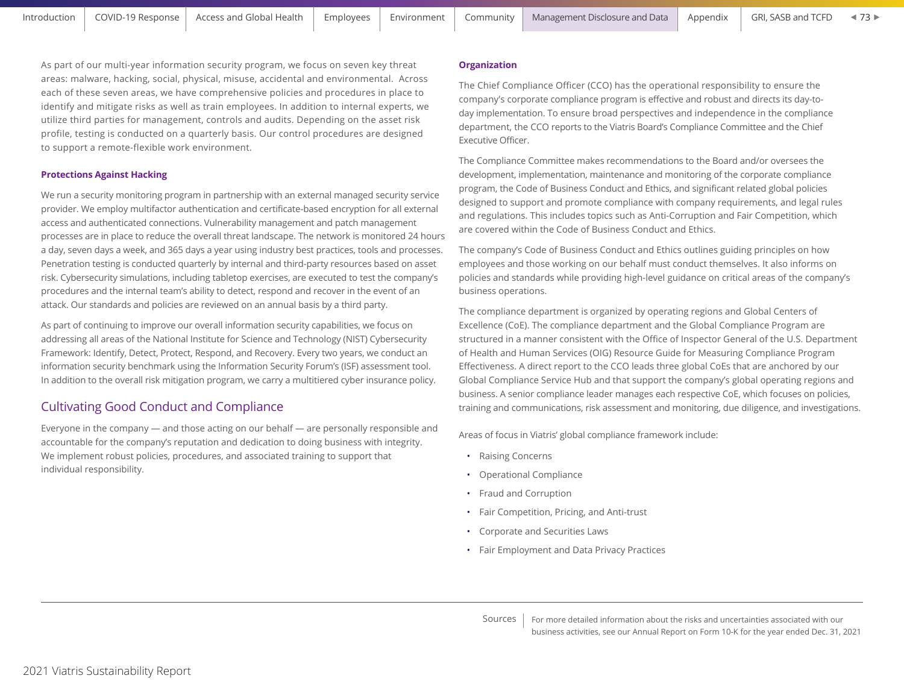As part of our multi-year information security program, we focus on seven key threat areas: malware, hacking, social, physical, misuse, accidental and environmental. Across each of these seven areas, we have comprehensive policies and procedures in place to identify and mitigate risks as well as train employees. In addition to internal experts, we utilize third parties for management, controls and audits. Depending on the asset risk profile, testing is conducted on a quarterly basis. Our control procedures are designed to support a remote-flexible work environment.

### Protections Against Hacking

We run a security monitoring program in partnership with an external managed security service provider. We employ multifactor authentication and certificate-based encryption for all external access and authenticated connections. Vulnerability management and patch management processes are in place to reduce the overall threat landscape. The network is monitored 24 hours a day, seven days a week, and 365 days a year using industry best practices, tools and processes. Penetration testing is conducted quarterly by internal and third-party resources based on asset risk. Cybersecurity simulations, including tabletop exercises, are executed to test the company's procedures and the internal team's ability to detect, respond and recover in the event of an attack. Our standards and policies are reviewed on an annual basis by a third party.

As part of continuing to improve our overall information security capabilities, we focus on addressing all areas of the National Institute for Science and Technology (NIST) Cybersecurity Framework: Identify, Detect, Protect, Respond, and Recovery. Every two years, we conduct an information security benchmark using the Information Security Forum's (ISF) assessment tool. In addition to the overall risk mitigation program, we carry a multitiered cyber insurance policy.

## Cultivating Good Conduct and Compliance

Everyone in the company — and those acting on our behalf — are personally responsible and accountable for the company's reputation and dedication to doing business with integrity. We implement robust policies, procedures, and associated training to support that individual responsibility.

### Organization

The Chief Compliance Officer (CCO) has the operational responsibility to ensure the company's corporate compliance program is effective and robust and directs its day-to-day implementation. To ensure broad perspectives and independence in the compliance department, the CCO reports to the Viatris Board's Compliance Committee and the Chief Executive Officer.

The Compliance Committee makes recommendations to the Board and/or oversees the development, implementation, maintenance and monitoring of the corporate compliance program, the Code of Business Conduct and Ethics, and significant related global policies designed to support and promote compliance with company requirements, and legal rules and regulations. This includes topics such as Anti-Corruption and Fair Competition, which are covered within the Code of Business Conduct and Ethics.

The company's Code of Business Conduct and Ethics outlines guiding principles on how employees and those working on our behalf must conduct themselves. It also informs on policies and standards while providing high-level guidance on critical areas of the company's business operations.

The compliance department is organized by operating regions and Global Centers of Excellence (CoE). The compliance department and the Global Compliance Program are structured in a manner consistent with the Office of Inspector General of the U.S. Department of Health and Human Services (OIG) Resource Guide for Measuring Compliance Program Effectiveness. A direct report to the CCO leads three global CoEs that are anchored by our Global Compliance Service Hub and that support the company's global operating regions and business. A senior compliance leader manages each respective CoE, which focuses on policies, training and communications, risk assessment and monitoring, due diligence, and investigations.

Areas of focus in Viatris' global compliance framework include:

- Raising Concerns
- Operational Compliance
- Fraud and Corruption
- Fair Competition, Pricing, and Anti-trust
- Corporate and Securities Laws
- Fair Employment and Data Privacy Practices

Sources: For more detailed information about the risks and uncertainties associated with our business activities, see our Annual Report on Form 10-K for the year ended Dec. 31, 2021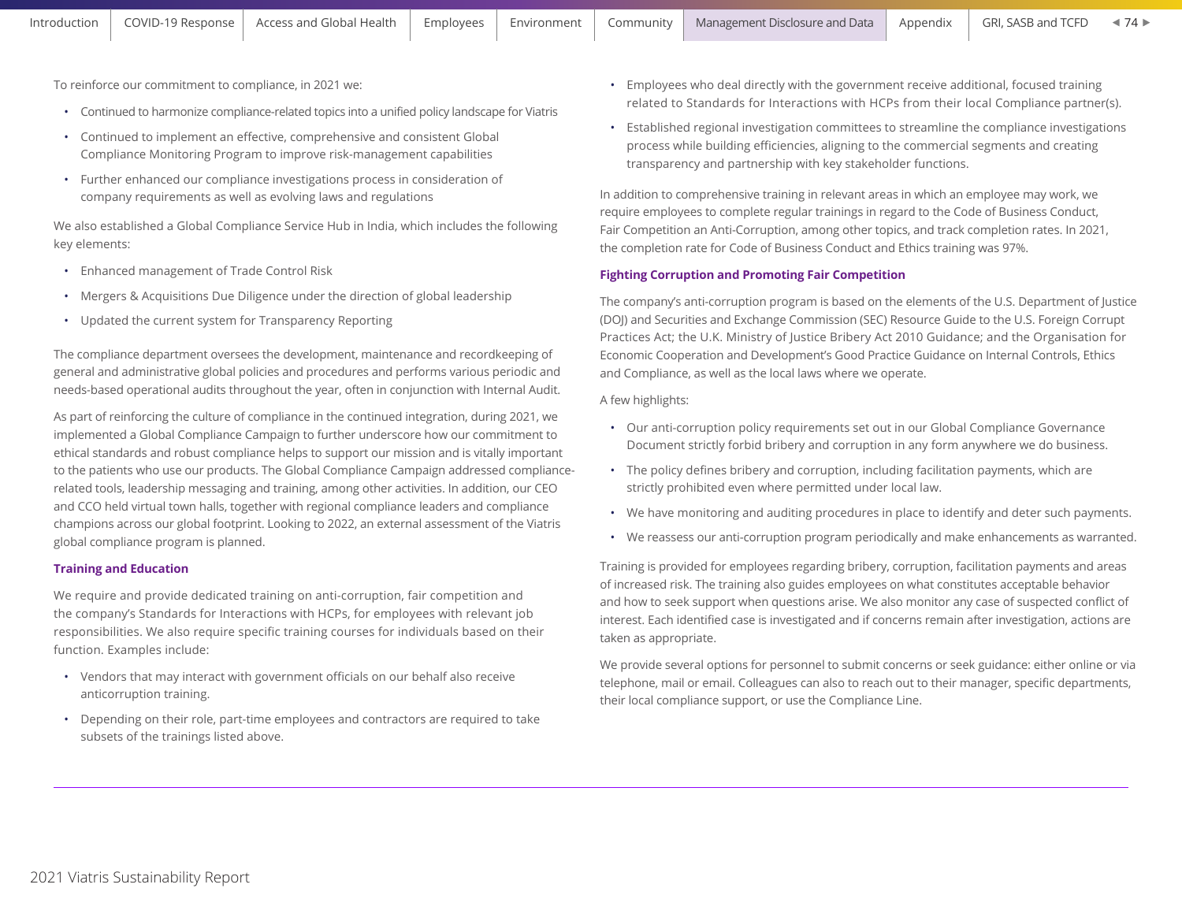To reinforce our commitment to compliance, in 2021 we:

- Continued to harmonize compliance-related topics into a unified policy landscape for Viatris
- Continued to implement an effective, comprehensive and consistent Global Compliance Monitoring Program to improve risk-management capabilities
- Further enhanced our compliance investigations process in consideration of company requirements as well as evolving laws and regulations

We also established a Global Compliance Service Hub in India, which includes the following key elements:

- Enhanced management of Trade Control Risk
- Mergers & Acquisitions Due Diligence under the direction of global leadership
- Updated the current system for Transparency Reporting

The compliance department oversees the development, maintenance and recordkeeping of general and administrative global policies and procedures and performs various periodic and needs-based operational audits throughout the year, often in conjunction with Internal Audit.

As part of reinforcing the culture of compliance in the continued integration, during 2021, we implemented a Global Compliance Campaign to further underscore how our commitment to ethical standards and robust compliance helps to support our mission and is vitally important to the patients who use our products. The Global Compliance Campaign addressed compliance-related tools, leadership messaging and training, among other activities. In addition, our CEO and CCO held virtual town halls, together with regional compliance leaders and compliance champions across our global footprint. Looking to 2022, an external assessment of the Viatris global compliance program is planned.

### Training and Education

We require and provide dedicated training on anti-corruption, fair competition and the company's Standards for Interactions with HCPs, for employees with relevant job responsibilities. We also require specific training courses for individuals based on their function. Examples include:

- Vendors that may interact with government officials on our behalf also receive anticorruption training.
- Depending on their role, part-time employees and contractors are required to take subsets of the trainings listed above.
- Employees who deal directly with the government receive additional, focused training related to Standards for Interactions with HCPs from their local Compliance partner(s).
- Established regional investigation committees to streamline the compliance investigations process while building efficiencies, aligning to the commercial segments and creating transparency and partnership with key stakeholder functions.

In addition to comprehensive training in relevant areas in which an employee may work, we require employees to complete regular trainings in regard to the Code of Business Conduct, Fair Competition an Anti-Corruption, among other topics, and track completion rates. In 2021, the completion rate for Code of Business Conduct and Ethics training was 97%.

### Fighting Corruption and Promoting Fair Competition

The company's anti-corruption program is based on the elements of the U.S. Department of Justice (DOJ) and Securities and Exchange Commission (SEC) Resource Guide to the U.S. Foreign Corrupt Practices Act; the U.K. Ministry of Justice Bribery Act 2010 Guidance; and the Organisation for Economic Cooperation and Development's Good Practice Guidance on Internal Controls, Ethics and Compliance, as well as the local laws where we operate.

A few highlights:

- Our anti-corruption policy requirements set out in our Global Compliance Governance Document strictly forbid bribery and corruption in any form anywhere we do business.
- The policy defines bribery and corruption, including facilitation payments, which are strictly prohibited even where permitted under local law.
- We have monitoring and auditing procedures in place to identify and deter such payments.
- We reassess our anti-corruption program periodically and make enhancements as warranted.

Training is provided for employees regarding bribery, corruption, facilitation payments and areas of increased risk. The training also guides employees on what constitutes acceptable behavior and how to seek support when questions arise. We also monitor any case of suspected conflict of interest. Each identified case is investigated and if concerns remain after investigation, actions are taken as appropriate.

We provide several options for personnel to submit concerns or seek guidance: either online or via telephone, mail or email. Colleagues can also to reach out to their manager, specific departments, their local compliance support, or use the Compliance Line.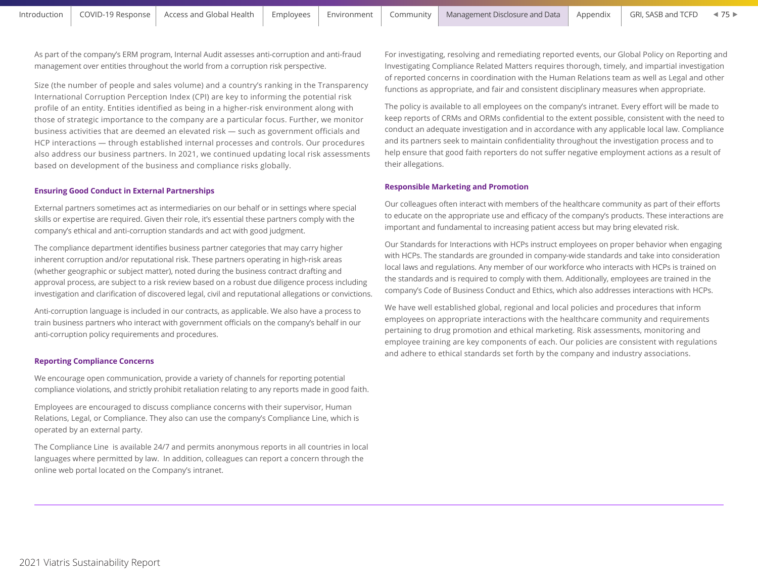As part of the company's ERM program, Internal Audit assesses anti-corruption and anti-fraud management over entities throughout the world from a corruption risk perspective.

Size (the number of people and sales volume) and a country's ranking in the Transparency International Corruption Perception Index (CPI) are key to informing the potential risk profile of an entity. Entities identified as being in a higher-risk environment along with those of strategic importance to the company are a particular focus. Further, we monitor business activities that are deemed an elevated risk — such as government officials and HCP interactions — through established internal processes and controls. Our procedures also address our business partners. In 2021, we continued updating local risk assessments based on development of the business and compliance risks globally.

### Ensuring Good Conduct in External Partnerships

External partners sometimes act as intermediaries on our behalf or in settings where special skills or expertise are required. Given their role, it's essential these partners comply with the company's ethical and anti-corruption standards and act with good judgment.

The compliance department identifies business partner categories that may carry higher inherent corruption and/or reputational risk. These partners operating in high-risk areas (whether geographic or subject matter), noted during the business contract drafting and approval process, are subject to a risk review based on a robust due diligence process including investigation and clarification of discovered legal, civil and reputational allegations or convictions.

Anti-corruption language is included in our contracts, as applicable. We also have a process to train business partners who interact with government officials on the company's behalf in our anti-corruption policy requirements and procedures.

### Reporting Compliance Concerns

We encourage open communication, provide a variety of channels for reporting potential compliance violations, and strictly prohibit retaliation relating to any reports made in good faith.

Employees are encouraged to discuss compliance concerns with their supervisor, Human Relations, Legal, or Compliance. They also can use the company's Compliance Line, which is operated by an external party.

The Compliance Line is available 24/7 and permits anonymous reports in all countries in local languages where permitted by law. In addition, colleagues can report a concern through the online web portal located on the Company's intranet.

For investigating, resolving and remediating reported events, our Global Policy on Reporting and Investigating Compliance Related Matters requires thorough, timely, and impartial investigation of reported concerns in coordination with the Human Relations team as well as Legal and other functions as appropriate, and fair and consistent disciplinary measures when appropriate.

The policy is available to all employees on the company's intranet. Every effort will be made to keep reports of CRMs and ORMs confidential to the extent possible, consistent with the need to conduct an adequate investigation and in accordance with any applicable local law. Compliance and its partners seek to maintain confidentiality throughout the investigation process and to help ensure that good faith reporters do not suffer negative employment actions as a result of their allegations.

### Responsible Marketing and Promotion

Our colleagues often interact with members of the healthcare community as part of their efforts to educate on the appropriate use and efficacy of the company's products. These interactions are important and fundamental to increasing patient access but may bring elevated risk.

Our Standards for Interactions with HCPs instruct employees on proper behavior when engaging with HCPs. The standards are grounded in company-wide standards and take into consideration local laws and regulations. Any member of our workforce who interacts with HCPs is trained on the standards and is required to comply with them. Additionally, employees are trained in the company's Code of Business Conduct and Ethics, which also addresses interactions with HCPs.

We have well established global, regional and local policies and procedures that inform employees on appropriate interactions with the healthcare community and requirements pertaining to drug promotion and ethical marketing. Risk assessments, monitoring and employee training are key components of each. Our policies are consistent with regulations and adhere to ethical standards set forth by the company and industry associations.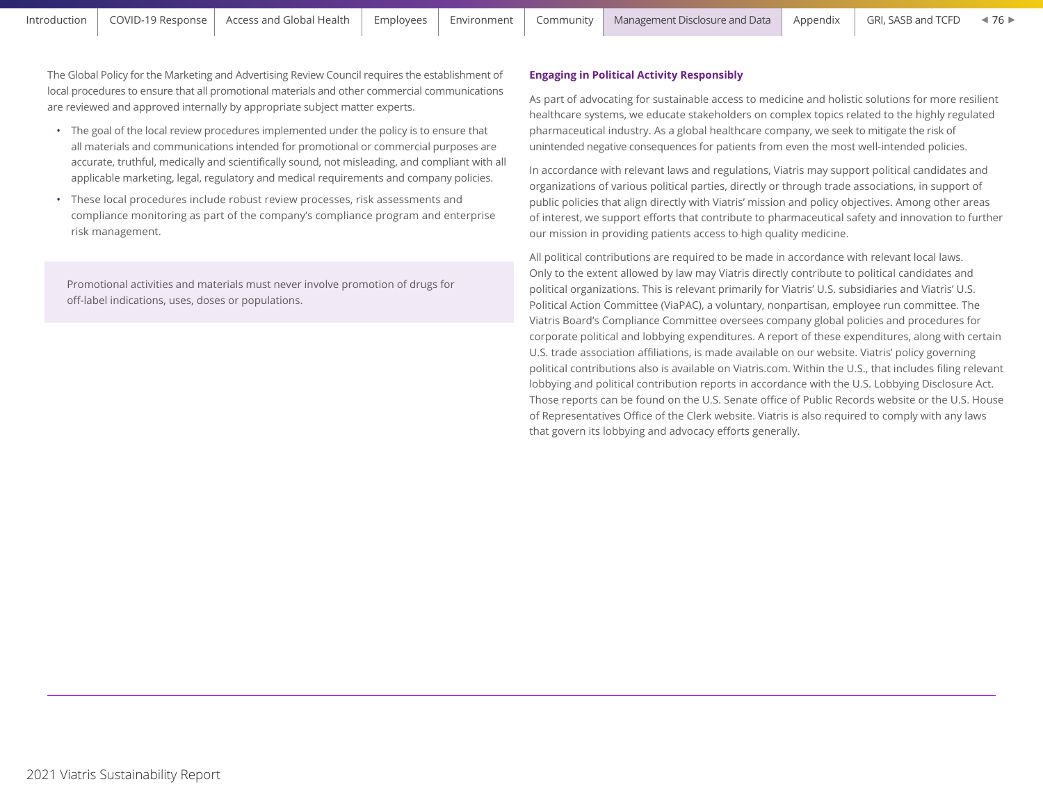The Global Policy for the Marketing and Advertising Review Council requires the establishment of local procedures to ensure that all promotional materials and other commercial communications are reviewed and approved internally by appropriate subject matter experts.

- The goal of the local review procedures implemented under the policy is to ensure that all materials and communications intended for promotional or commercial purposes are accurate, truthful, medically and scientifically sound, not misleading, and compliant with all applicable marketing, legal, regulatory and medical requirements and company policies.
- These local procedures include robust review processes, risk assessments and compliance monitoring as part of the company's compliance program and enterprise risk management.

Promotional activities and materials must never involve promotion of drugs for off-label indications, uses, doses or populations.

## Engaging in Political Activity Responsibly

As part of advocating for sustainable access to medicine and holistic solutions for more resilient healthcare systems, we educate stakeholders on complex topics related to the highly regulated pharmaceutical industry. As a global healthcare company, we seek to mitigate the risk of unintended negative consequences for patients from even the most well-intended policies.

In accordance with relevant laws and regulations, Viatris may support political candidates and organizations of various political parties, directly or through trade associations, in support of public policies that align directly with Viatris' mission and policy objectives. Among other areas of interest, we support efforts that contribute to pharmaceutical safety and innovation to further our mission in providing patients access to high quality medicine.

All political contributions are required to be made in accordance with relevant local laws. Only to the extent allowed by law may Viatris directly contribute to political candidates and political organizations. This is relevant primarily for Viatris' U.S. subsidiaries and Viatris' U.S. Political Action Committee (ViaPAC), a voluntary, nonpartisan, employee run committee. The Viatris Board's Compliance Committee oversees company global policies and procedures for corporate political and lobbying expenditures. A report of these expenditures, along with certain U.S. trade association affiliations, is made available on our website. Viatris' policy governing political contributions also is available on Viatris.com. Within the U.S., that includes filing relevant lobbying and political contribution reports in accordance with the U.S. Lobbying Disclosure Act. Those reports can be found on the U.S. Senate office of Public Records website or the U.S. House of Representatives Office of the Clerk website. Viatris is also required to comply with any laws that govern its lobbying and advocacy efforts generally.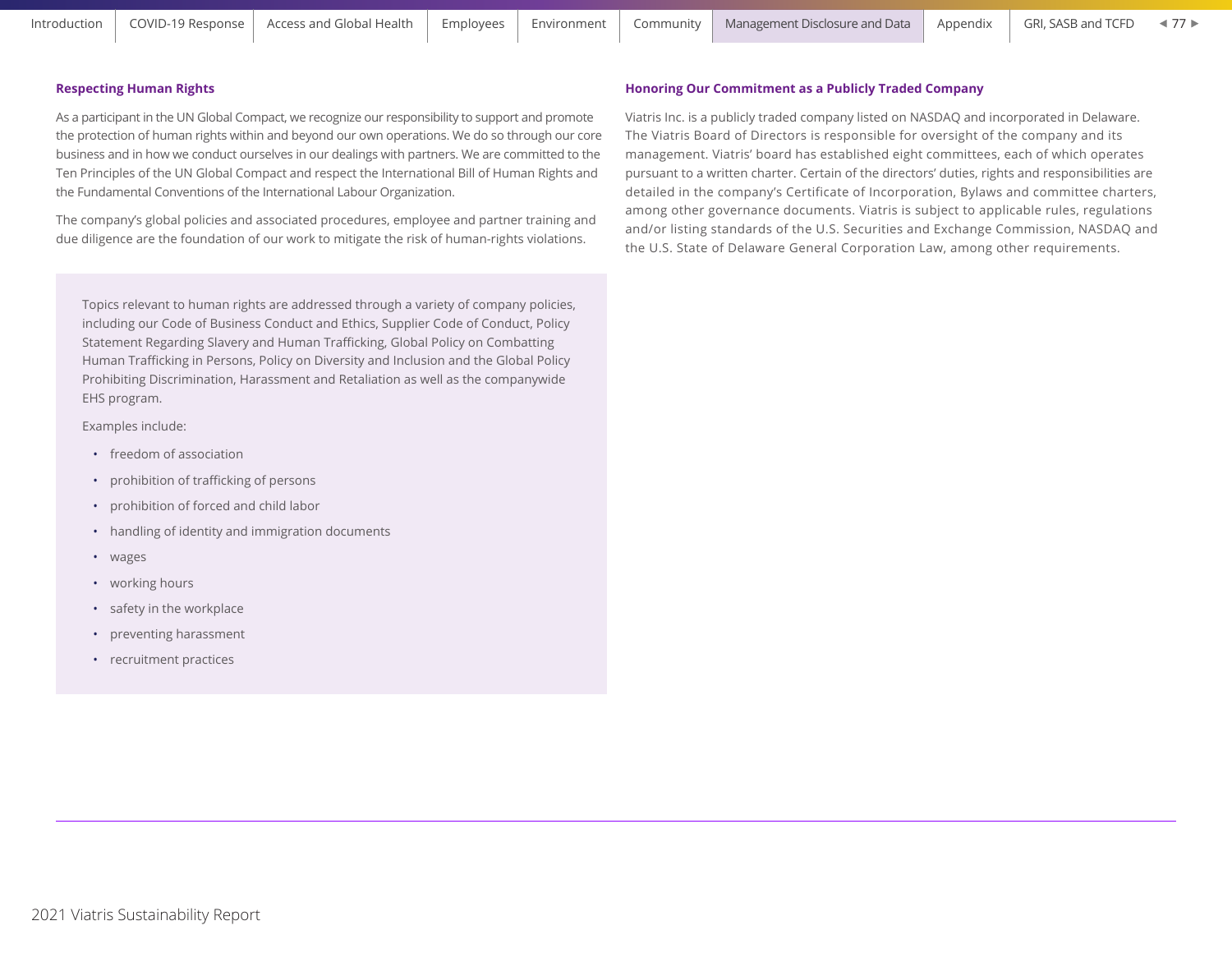### Respecting Human Rights

As a participant in the UN Global Compact, we recognize our responsibility to support and promote the protection of human rights within and beyond our own operations. We do so through our core business and in how we conduct ourselves in our dealings with partners. We are committed to the Ten Principles of the UN Global Compact and respect the International Bill of Human Rights and the Fundamental Conventions of the International Labour Organization.

The company's global policies and associated procedures, employee and partner training and due diligence are the foundation of our work to mitigate the risk of human-rights violations.

Topics relevant to human rights are addressed through a variety of company policies, including our Code of Business Conduct and Ethics, Supplier Code of Conduct, Policy Statement Regarding Slavery and Human Trafficking, Global Policy on Combatting Human Trafficking in Persons, Policy on Diversity and Inclusion and the Global Policy Prohibiting Discrimination, Harassment and Retaliation as well as the companywide EHS program.

Examples include:

- freedom of association
- prohibition of trafficking of persons
- prohibition of forced and child labor
- handling of identity and immigration documents
- wages
- working hours
- safety in the workplace
- preventing harassment
- recruitment practices

### Honoring Our Commitment as a Publicly Traded Company

Viatris Inc. is a publicly traded company listed on NASDAQ and incorporated in Delaware. The Viatris Board of Directors is responsible for oversight of the company and its management. Viatris' board has established eight committees, each of which operates pursuant to a written charter. Certain of the directors' duties, rights and responsibilities are detailed in the company's Certificate of Incorporation, Bylaws and committee charters, among other governance documents. Viatris is subject to applicable rules, regulations and/or listing standards of the U.S. Securities and Exchange Commission, NASDAQ and the U.S. State of Delaware General Corporation Law, among other requirements.